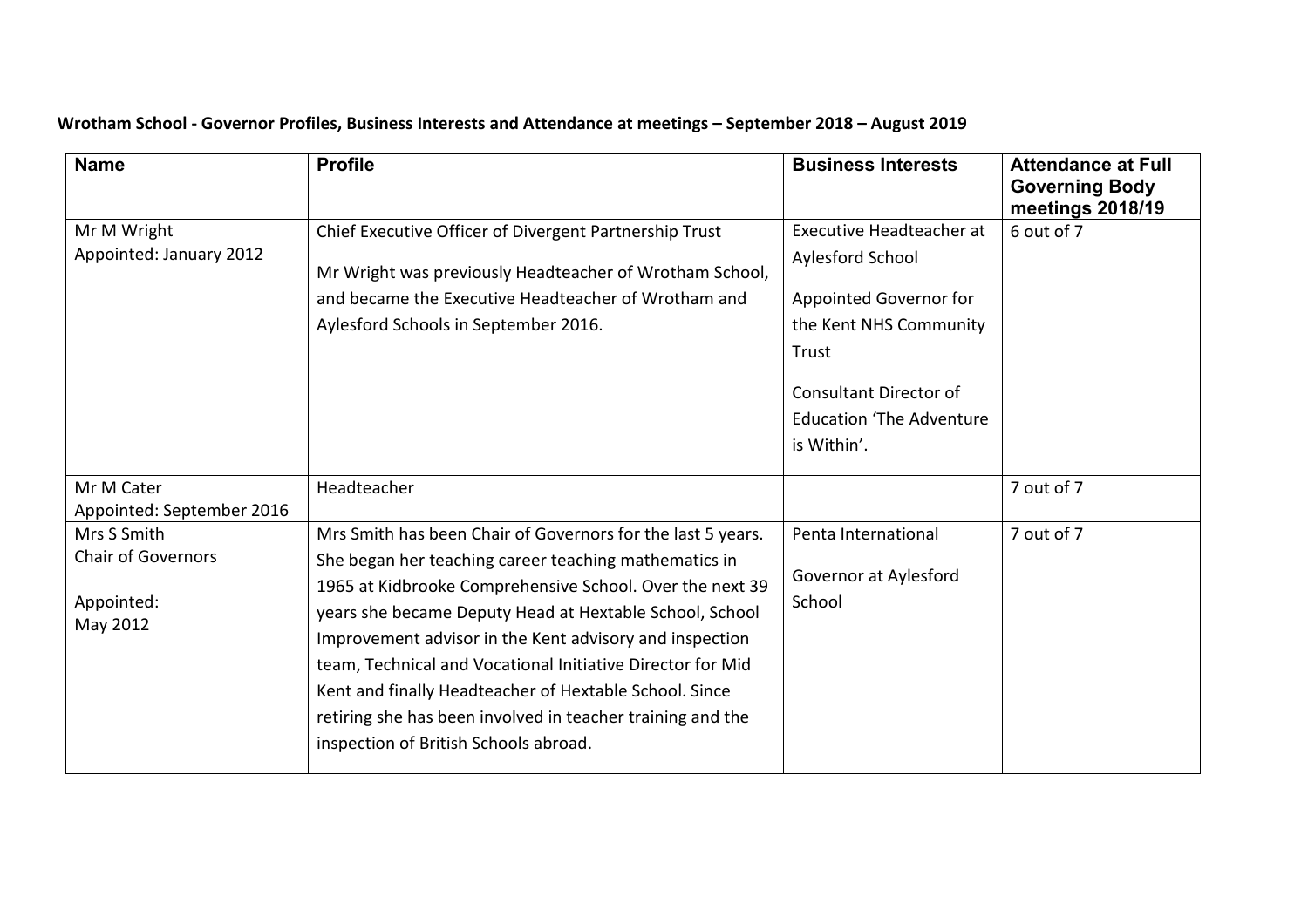**Wrotham School - Governor Profiles, Business Interests and Attendance at meetings – September 2018 – August 2019**

| Name | Profile | Business Interests | Attendance at Full Governing Body meetings 2018/19 |
|---|---|---|---|
| Mr M Wright<br>Appointed: January 2012 | Chief Executive Officer of Divergent Partnership Trust<br><br>Mr Wright was previously Headteacher of Wrotham School, and became the Executive Headteacher of Wrotham and Aylesford Schools in September 2016. | Executive Headteacher at Aylesford School<br><br>Appointed Governor for the Kent NHS Community Trust<br><br>Consultant Director of Education 'The Adventure is Within'. | 6 out of 7 |
| Mr M Cater<br>Appointed: September 2016 | Headteacher | | 7 out of 7 |
| Mrs S Smith<br>Chair of Governors<br><br>Appointed:<br>May 2012 | Mrs Smith has been Chair of Governors for the last 5 years. She began her teaching career teaching mathematics in 1965 at Kidbrooke Comprehensive School. Over the next 39 years she became Deputy Head at Hextable School, School Improvement advisor in the Kent advisory and inspection team, Technical and Vocational Initiative Director for Mid Kent and finally Headteacher of Hextable School. Since retiring she has been involved in teacher training and the inspection of British Schools abroad. | Penta International<br><br>Governor at Aylesford School | 7 out of 7 |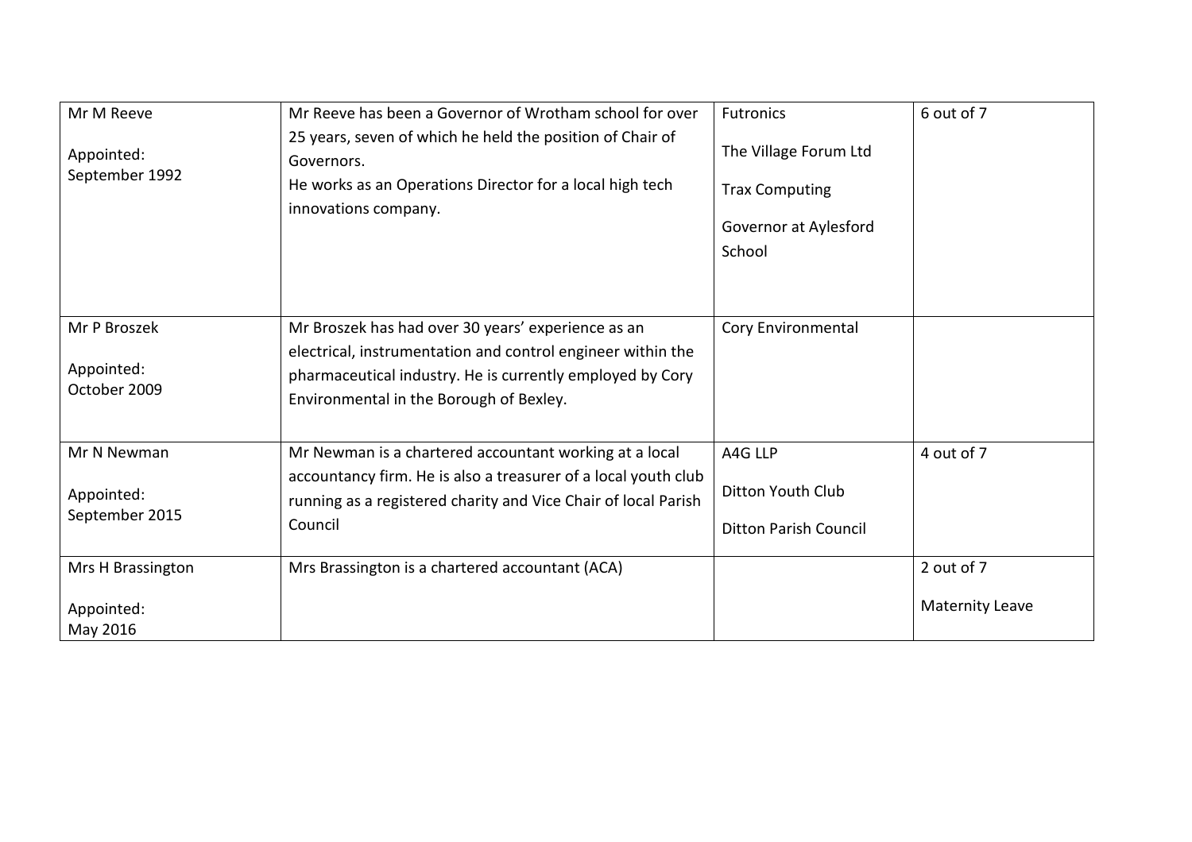| | | | |
|---|---|---|---|
| Mr M Reeve<br><br>Appointed:<br>September 1992 | Mr Reeve has been a Governor of Wrotham school for over 25 years, seven of which he held the position of Chair of Governors.<br>He works as an Operations Director for a local high tech innovations company. | Futronics<br><br>The Village Forum Ltd<br><br>Trax Computing<br><br>Governor at Aylesford School | 6 out of 7 |
| Mr P Broszek<br><br>Appointed:<br>October 2009 | Mr Broszek has had over 30 years' experience as an electrical, instrumentation and control engineer within the pharmaceutical industry. He is currently employed by Cory Environmental in the Borough of Bexley. | Cory Environmental | |
| Mr N Newman<br><br>Appointed:<br>September 2015 | Mr Newman is a chartered accountant working at a local accountancy firm. He is also a treasurer of a local youth club running as a registered charity and Vice Chair of local Parish Council | A4G LLP<br><br>Ditton Youth Club<br><br>Ditton Parish Council | 4 out of 7 |
| Mrs H Brassington<br><br>Appointed:<br>May 2016 | Mrs Brassington is a chartered accountant (ACA) | | 2 out of 7<br><br>Maternity Leave |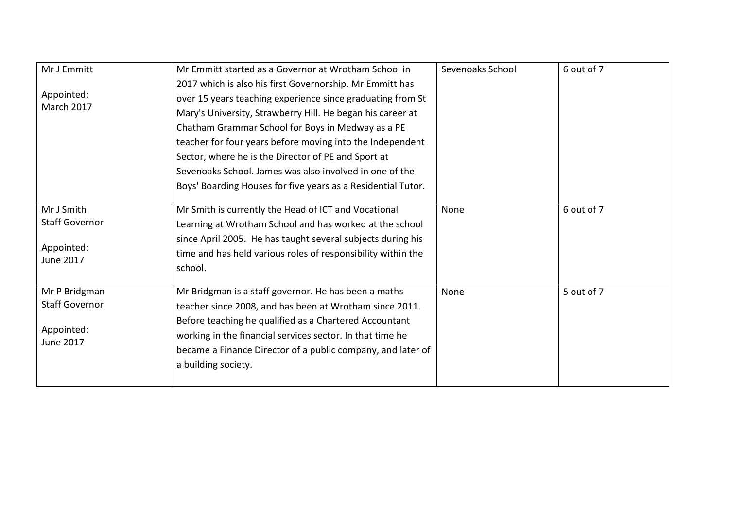| | | | |
|---|---|---|---|
| Mr J Emmitt<br><br>Appointed:<br>March 2017 | Mr Emmitt started as a Governor at Wrotham School in 2017 which is also his first Governorship. Mr Emmitt has over 15 years teaching experience since graduating from St Mary's University, Strawberry Hill. He began his career at Chatham Grammar School for Boys in Medway as a PE teacher for four years before moving into the Independent Sector, where he is the Director of PE and Sport at Sevenoaks School. James was also involved in one of the Boys' Boarding Houses for five years as a Residential Tutor. | Sevenoaks School | 6 out of 7 |
| Mr J Smith<br>Staff Governor<br><br>Appointed:<br>June 2017 | Mr Smith is currently the Head of ICT and Vocational Learning at Wrotham School and has worked at the school since April 2005. He has taught several subjects during his time and has held various roles of responsibility within the school. | None | 6 out of 7 |
| Mr P Bridgman<br>Staff Governor<br><br>Appointed:<br>June 2017 | Mr Bridgman is a staff governor. He has been a maths teacher since 2008, and has been at Wrotham since 2011. Before teaching he qualified as a Chartered Accountant working in the financial services sector. In that time he became a Finance Director of a public company, and later of a building society. | None | 5 out of 7 |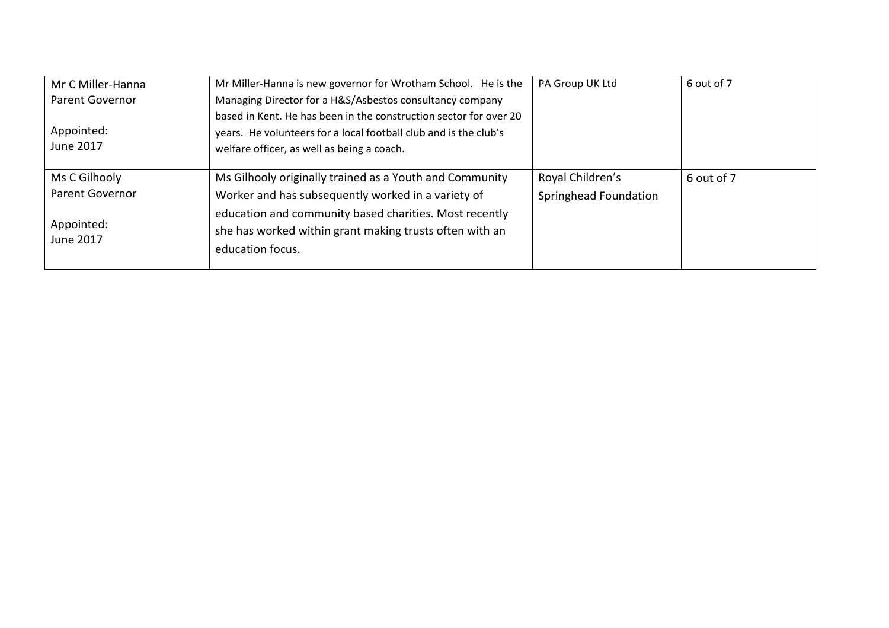| | | | |
|---|---|---|---|
| Mr C Miller-Hanna<br>Parent Governor<br><br>Appointed:<br>June 2017 | Mr Miller-Hanna is new governor for Wrotham School. He is the Managing Director for a H&S/Asbestos consultancy company based in Kent. He has been in the construction sector for over 20 years. He volunteers for a local football club and is the club's welfare officer, as well as being a coach. | PA Group UK Ltd | 6 out of 7 |
| Ms C Gilhooly<br>Parent Governor<br><br>Appointed:<br>June 2017 | Ms Gilhooly originally trained as a Youth and Community Worker and has subsequently worked in a variety of education and community based charities. Most recently she has worked within grant making trusts often with an education focus. | Royal Children's Springhead Foundation | 6 out of 7 |